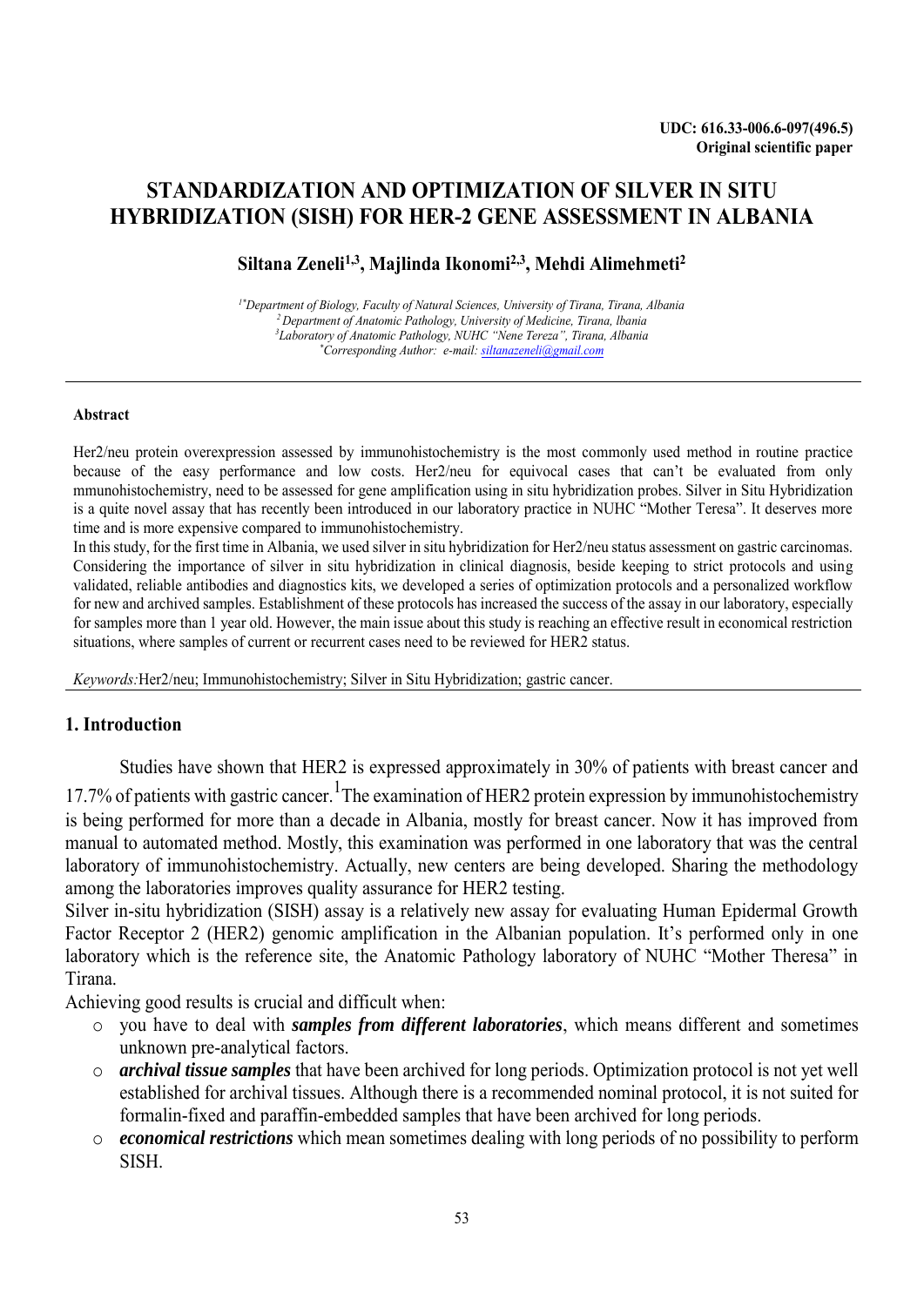**UDC: 616.33-006.6-097(496.5)**
**Original scientific paper**

# STANDARDIZATION AND OPTIMIZATION OF SILVER IN SITU HYBRIDIZATION (SISH) FOR HER-2 GENE ASSESSMENT IN ALBANIA

**Siltana Zeneli[1,3], Majlinda Ikonomi[2,3], Mehdi Alimehmeti[2]**

*[1*]Department of Biology, Faculty of Natural Sciences, University of Tirana, Tirana, Albania*
*[2]Department of Anatomic Pathology, University of Medicine, Tirana, lbania*
*[3]Laboratory of Anatomic Pathology, NUHC "Nene Tereza", Tirana, Albania*
*[*]Corresponding Author: e-mail: siltanazeneli@gmail.com*

---

#### Abstract

Her2/neu protein overexpression assessed by immunohistochemistry is the most commonly used method in routine practice because of the easy performance and low costs. Her2/neu for equivocal cases that can't be evaluated from only mmunohistochemistry, need to be assessed for gene amplification using in situ hybridization probes. Silver in Situ Hybridization is a quite novel assay that has recently been introduced in our laboratory practice in NUHC "Mother Teresa". It deserves more time and is more expensive compared to immunohistochemistry.

In this study, for the first time in Albania, we used silver in situ hybridization for Her2/neu status assessment on gastric carcinomas. Considering the importance of silver in situ hybridization in clinical diagnosis, beside keeping to strict protocols and using validated, reliable antibodies and diagnostics kits, we developed a series of optimization protocols and a personalized workflow for new and archived samples. Establishment of these protocols has increased the success of the assay in our laboratory, especially for samples more than 1 year old. However, the main issue about this study is reaching an effective result in economical restriction situations, where samples of current or recurrent cases need to be reviewed for HER2 status.

*Keywords:* Her2/neu; Immunohistochemistry; Silver in Situ Hybridization; gastric cancer.

---

## 1. Introduction

Studies have shown that HER2 is expressed approximately in 30% of patients with breast cancer and 17.7% of patients with gastric cancer.[1] The examination of HER2 protein expression by immunohistochemistry is being performed for more than a decade in Albania, mostly for breast cancer. Now it has improved from manual to automated method. Mostly, this examination was performed in one laboratory that was the central laboratory of immunohistochemistry. Actually, new centers are being developed. Sharing the methodology among the laboratories improves quality assurance for HER2 testing.

Silver in-situ hybridization (SISH) assay is a relatively new assay for evaluating Human Epidermal Growth Factor Receptor 2 (HER2) genomic amplification in the Albanian population. It's performed only in one laboratory which is the reference site, the Anatomic Pathology laboratory of NUHC "Mother Theresa" in Tirana.

Achieving good results is crucial and difficult when:

- you have to deal with ***samples from different laboratories***, which means different and sometimes unknown pre-analytical factors.
- ***archival tissue samples*** that have been archived for long periods. Optimization protocol is not yet well established for archival tissues. Although there is a recommended nominal protocol, it is not suited for formalin-fixed and paraffin-embedded samples that have been archived for long periods.
- ***economical restrictions*** which mean sometimes dealing with long periods of no possibility to perform SISH.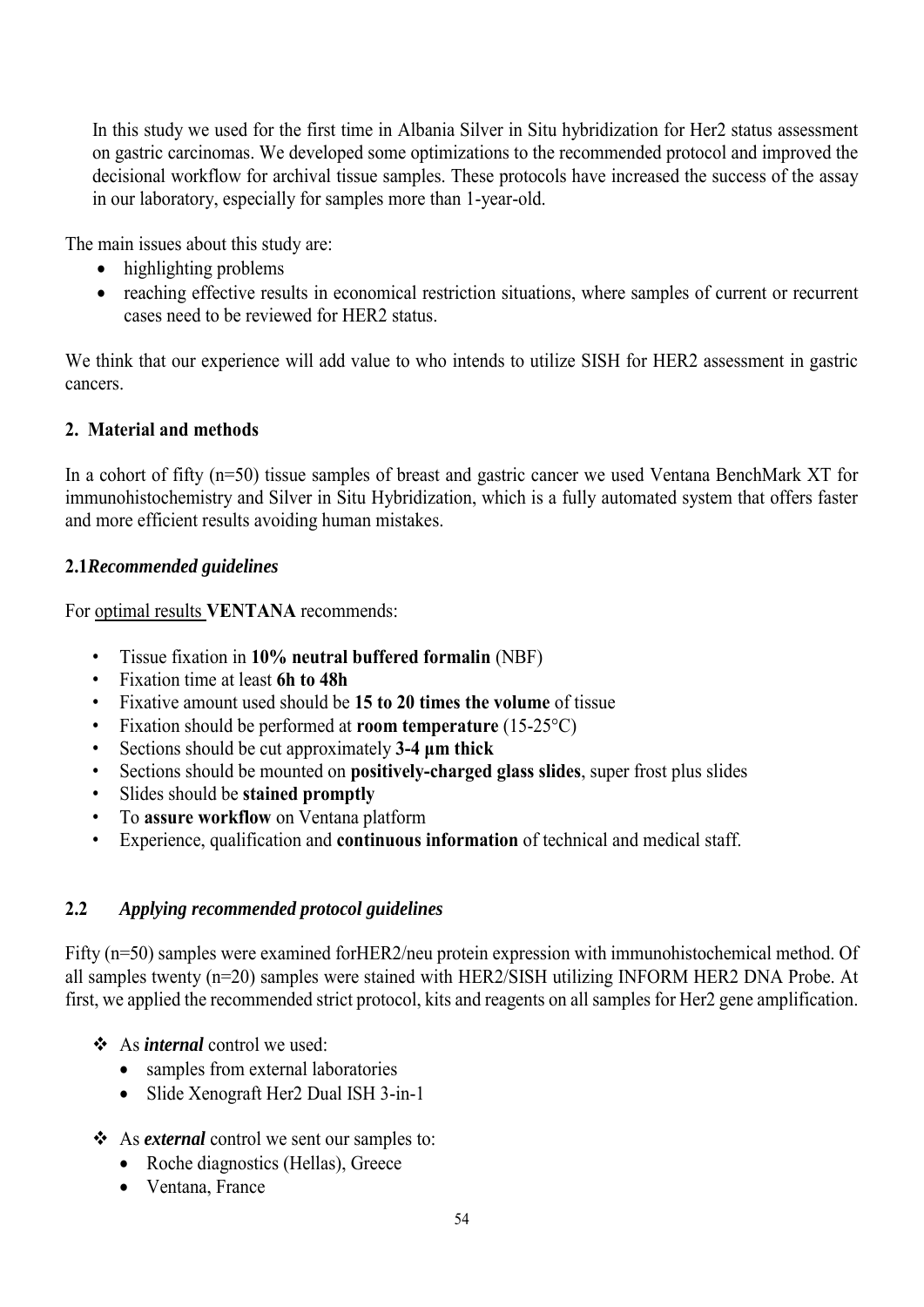In this study we used for the first time in Albania Silver in Situ hybridization for Her2 status assessment on gastric carcinomas. We developed some optimizations to the recommended protocol and improved the decisional workflow for archival tissue samples. These protocols have increased the success of the assay in our laboratory, especially for samples more than 1-year-old.

The main issues about this study are:

- highlighting problems
- reaching effective results in economical restriction situations, where samples of current or recurrent cases need to be reviewed for HER2 status.

We think that our experience will add value to who intends to utilize SISH for HER2 assessment in gastric cancers.

## 2. Material and methods

In a cohort of fifty (n=50) tissue samples of breast and gastric cancer we used Ventana BenchMark XT for immunohistochemistry and Silver in Situ Hybridization, which is a fully automated system that offers faster and more efficient results avoiding human mistakes.

### 2.1 *Recommended guidelines*

For optimal results **VENTANA** recommends:

- Tissue fixation in **10% neutral buffered formalin** (NBF)
- Fixation time at least **6h to 48h**
- Fixative amount used should be **15 to 20 times the volume** of tissue
- Fixation should be performed at **room temperature** (15-25°C)
- Sections should be cut approximately **3-4 µm thick**
- Sections should be mounted on **positively-charged glass slides**, super frost plus slides
- Slides should be **stained promptly**
- To **assure workflow** on Ventana platform
- Experience, qualification and **continuous information** of technical and medical staff.

### 2.2 *Applying recommended protocol guidelines*

Fifty (n=50) samples were examined forHER2/neu protein expression with immunohistochemical method. Of all samples twenty (n=20) samples were stained with HER2/SISH utilizing INFORM HER2 DNA Probe. At first, we applied the recommended strict protocol, kits and reagents on all samples for Her2 gene amplification.

- As ***internal*** control we used:
  - samples from external laboratories
  - Slide Xenograft Her2 Dual ISH 3-in-1
- As ***external*** control we sent our samples to:
  - Roche diagnostics (Hellas), Greece
  - Ventana, France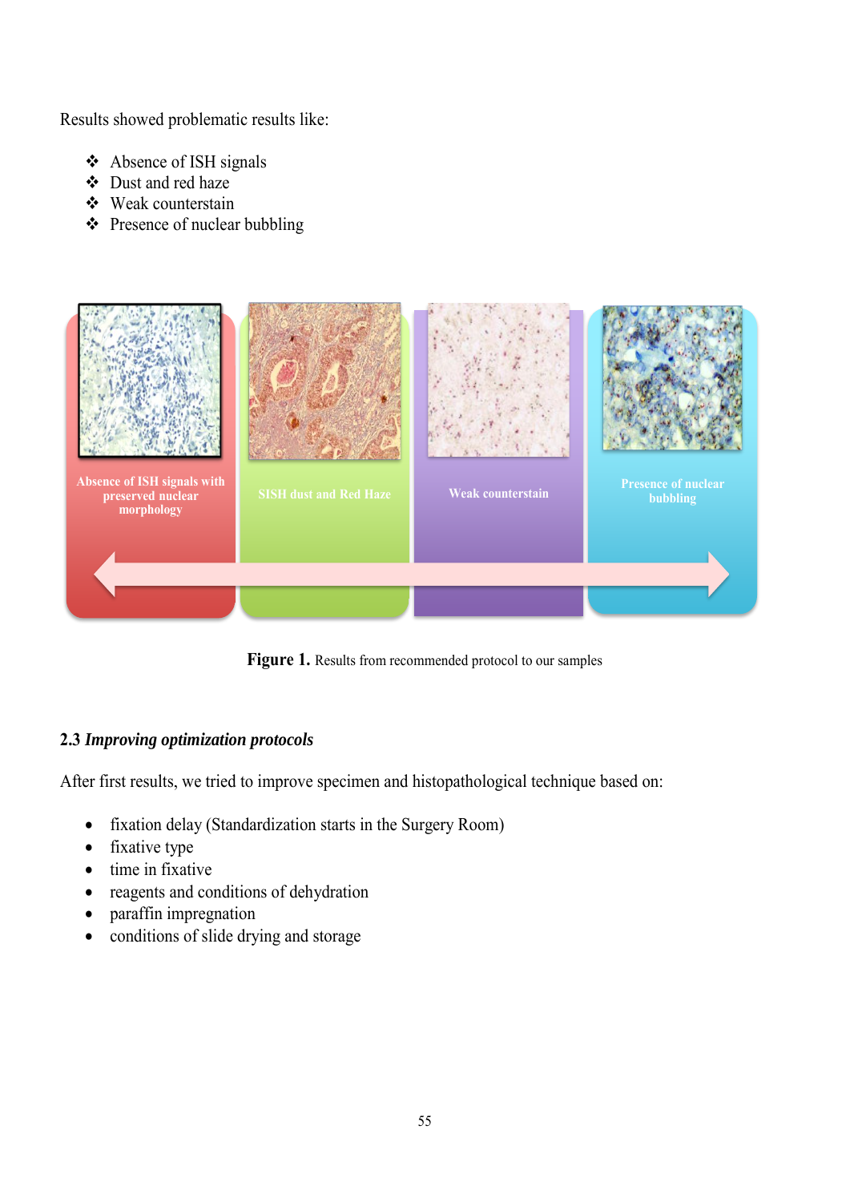Results showed problematic results like:

- Absence of ISH signals
- Dust and red haze
- Weak counterstain
- Presence of nuclear bubbling

**Figure 1.** Results from recommended protocol to our samples

### 2.3 *Improving optimization protocols*

After first results, we tried to improve specimen and histopathological technique based on:

- fixation delay (Standardization starts in the Surgery Room)
- fixative type
- time in fixative
- reagents and conditions of dehydration
- paraffin impregnation
- conditions of slide drying and storage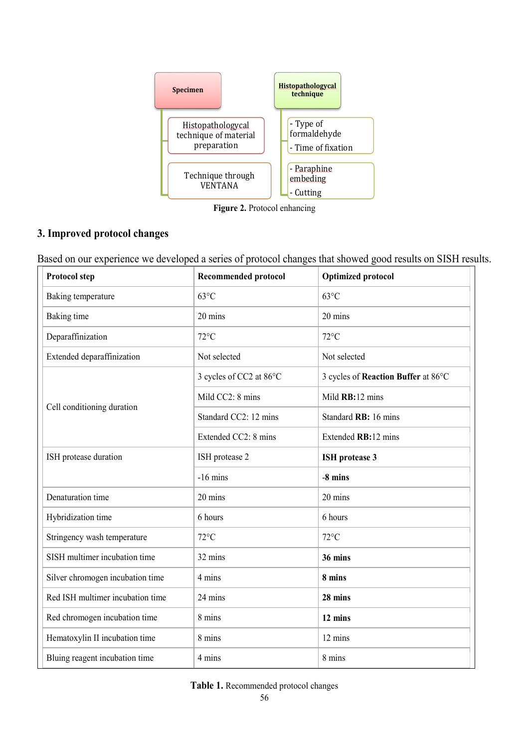| Specimen | Histopathologycal technique |
|---|---|
| Histopathologycal technique of material preparation | - Type of formaldehyde<br>- Time of fixation |
| Technique through VENTANA | - Paraphine embeding<br>- Cutting |

**Figure 2.** Protocol enhancing

## 3. Improved protocol changes

Based on our experience we developed a series of protocol changes that showed good results on SISH results.

| Protocol step | Recommended protocol | Optimized protocol |
|---|---|---|
| Baking temperature | 63°C | 63°C |
| Baking time | 20 mins | 20 mins |
| Deparaffinization | 72°C | 72°C |
| Extended deparaffinization | Not selected | Not selected |
| Cell conditioning duration | 3 cycles of CC2 at 86°C | 3 cycles of **Reaction Buffer** at 86°C |
| | Mild CC2: 8 mins | Mild **RB:**12 mins |
| | Standard CC2: 12 mins | Standard **RB:** 16 mins |
| | Extended CC2: 8 mins | Extended **RB:**12 mins |
| ISH protease duration | ISH protease 2 | **ISH protease 3** |
| | -16 mins | **-8 mins** |
| Denaturation time | 20 mins | 20 mins |
| Hybridization time | 6 hours | 6 hours |
| Stringency wash temperature | 72°C | 72°C |
| SISH multimer incubation time | 32 mins | **36 mins** |
| Silver chromogen incubation time | 4 mins | **8 mins** |
| Red ISH multimer incubation time | 24 mins | **28 mins** |
| Red chromogen incubation time | 8 mins | **12 mins** |
| Hematoxylin II incubation time | 8 mins | 12 mins |
| Bluing reagent incubation time | 4 mins | 8 mins |

**Table 1.** Recommended protocol changes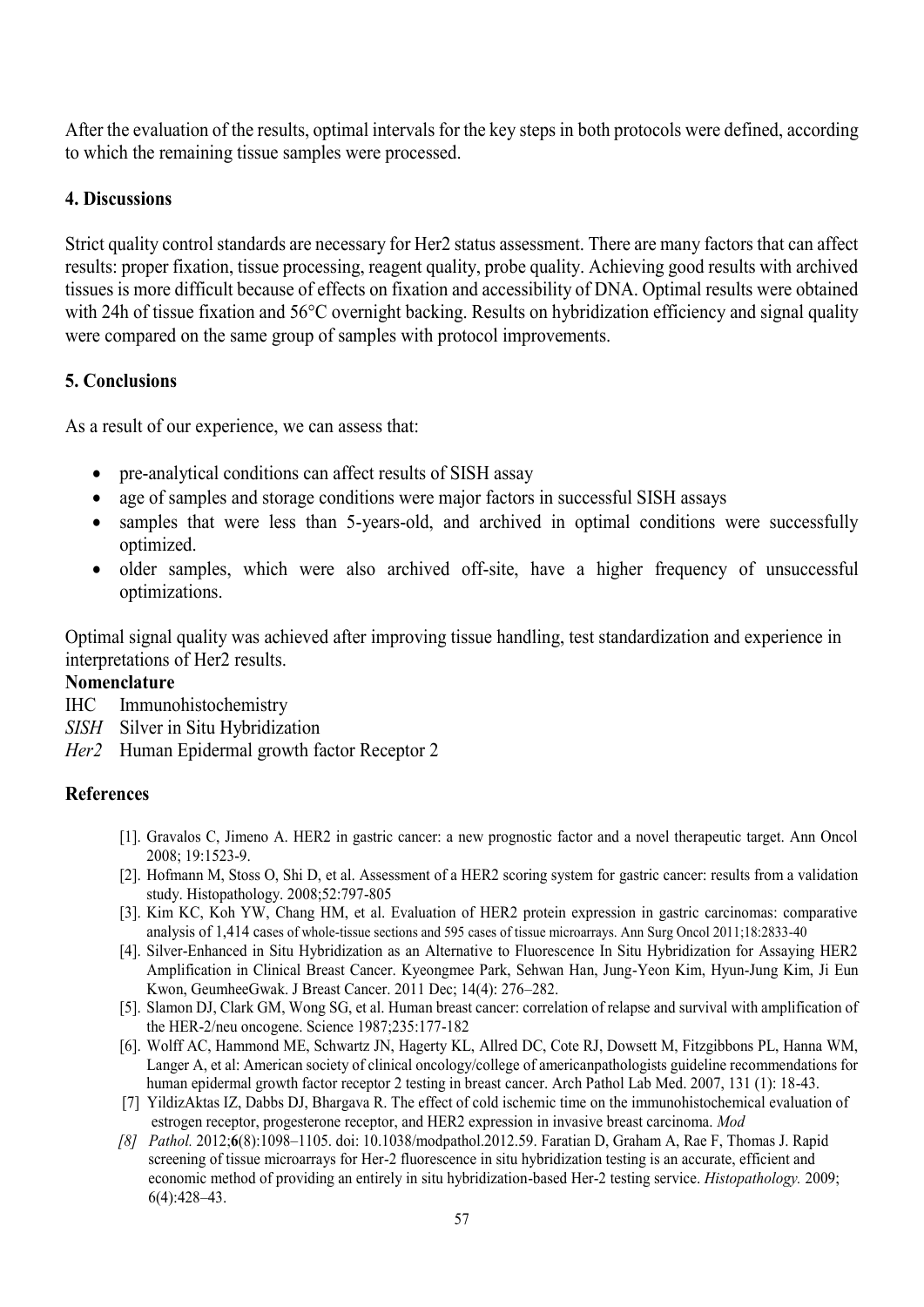After the evaluation of the results, optimal intervals for the key steps in both protocols were defined, according to which the remaining tissue samples were processed.

## 4. Discussions

Strict quality control standards are necessary for Her2 status assessment. There are many factors that can affect results: proper fixation, tissue processing, reagent quality, probe quality. Achieving good results with archived tissues is more difficult because of effects on fixation and accessibility of DNA. Optimal results were obtained with 24h of tissue fixation and 56°C overnight backing. Results on hybridization efficiency and signal quality were compared on the same group of samples with protocol improvements.

## 5. Conclusions

As a result of our experience, we can assess that:

- pre-analytical conditions can affect results of SISH assay
- age of samples and storage conditions were major factors in successful SISH assays
- samples that were less than 5-years-old, and archived in optimal conditions were successfully optimized.
- older samples, which were also archived off-site, have a higher frequency of unsuccessful optimizations.

Optimal signal quality was achieved after improving tissue handling, test standardization and experience in interpretations of Her2 results.

**Nomenclature**

IHC Immunohistochemistry
*SISH* Silver in Situ Hybridization
*Her2* Human Epidermal growth factor Receptor 2

## References

[1]. Gravalos C, Jimeno A. HER2 in gastric cancer: a new prognostic factor and a novel therapeutic target. Ann Oncol 2008; 19:1523-9.

[2]. Hofmann M, Stoss O, Shi D, et al. Assessment of a HER2 scoring system for gastric cancer: results from a validation study. Histopathology. 2008;52:797-805

[3]. Kim KC, Koh YW, Chang HM, et al. Evaluation of HER2 protein expression in gastric carcinomas: comparative analysis of 1,414 cases of whole-tissue sections and 595 cases of tissue microarrays. Ann Surg Oncol 2011;18:2833-40

[4]. Silver-Enhanced in Situ Hybridization as an Alternative to Fluorescence In Situ Hybridization for Assaying HER2 Amplification in Clinical Breast Cancer. Kyeongmee Park, Sehwan Han, Jung-Yeon Kim, Hyun-Jung Kim, Ji Eun Kwon, GeumheeGwak. J Breast Cancer. 2011 Dec; 14(4): 276–282.

[5]. Slamon DJ, Clark GM, Wong SG, et al. Human breast cancer: correlation of relapse and survival with amplification of the HER-2/neu oncogene. Science 1987;235:177-182

[6]. Wolff AC, Hammond ME, Schwartz JN, Hagerty KL, Allred DC, Cote RJ, Dowsett M, Fitzgibbons PL, Hanna WM, Langer A, et al: American society of clinical oncology/college of americanpathologists guideline recommendations for human epidermal growth factor receptor 2 testing in breast cancer. Arch Pathol Lab Med. 2007, 131 (1): 18-43.

[7] YildizAktas IZ, Dabbs DJ, Bhargava R. The effect of cold ischemic time on the immunohistochemical evaluation of estrogen receptor, progesterone receptor, and HER2 expression in invasive breast carcinoma. *Mod*

*[8] Pathol.* 2012;**6**(8):1098–1105. doi: 10.1038/modpathol.2012.59. Faratian D, Graham A, Rae F, Thomas J. Rapid screening of tissue microarrays for Her-2 fluorescence in situ hybridization testing is an accurate, efficient and economic method of providing an entirely in situ hybridization-based Her-2 testing service. *Histopathology.* 2009; 6(4):428–43.